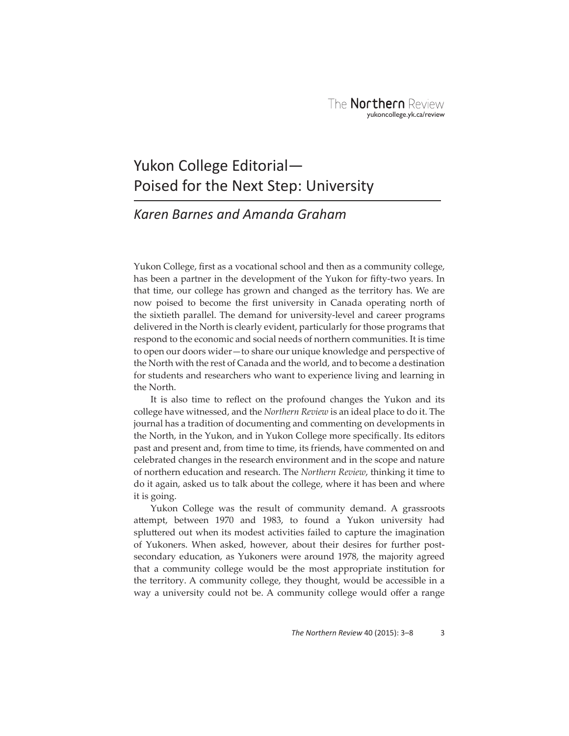# Yukon College Editorial—Poised for the Next Step: University

*Karen Barnes and Amanda Graham*

Yukon College, first as a vocational school and then as a community college, has been a partner in the development of the Yukon for fifty-two years. In that time, our college has grown and changed as the territory has. We are now poised to become the first university in Canada operating north of the sixtieth parallel. The demand for university-level and career programs delivered in the North is clearly evident, particularly for those programs that respond to the economic and social needs of northern communities. It is time to open our doors wider—to share our unique knowledge and perspective of the North with the rest of Canada and the world, and to become a destination for students and researchers who want to experience living and learning in the North.

It is also time to reflect on the profound changes the Yukon and its college have witnessed, and the *Northern Review* is an ideal place to do it. The journal has a tradition of documenting and commenting on developments in the North, in the Yukon, and in Yukon College more specifically. Its editors past and present and, from time to time, its friends, have commented on and celebrated changes in the research environment and in the scope and nature of northern education and research. The *Northern Review*, thinking it time to do it again, asked us to talk about the college, where it has been and where it is going.

Yukon College was the result of community demand. A grassroots attempt, between 1970 and 1983, to found a Yukon university had spluttered out when its modest activities failed to capture the imagination of Yukoners. When asked, however, about their desires for further post-secondary education, as Yukoners were around 1978, the majority agreed that a community college would be the most appropriate institution for the territory. A community college, they thought, would be accessible in a way a university could not be. A community college would offer a range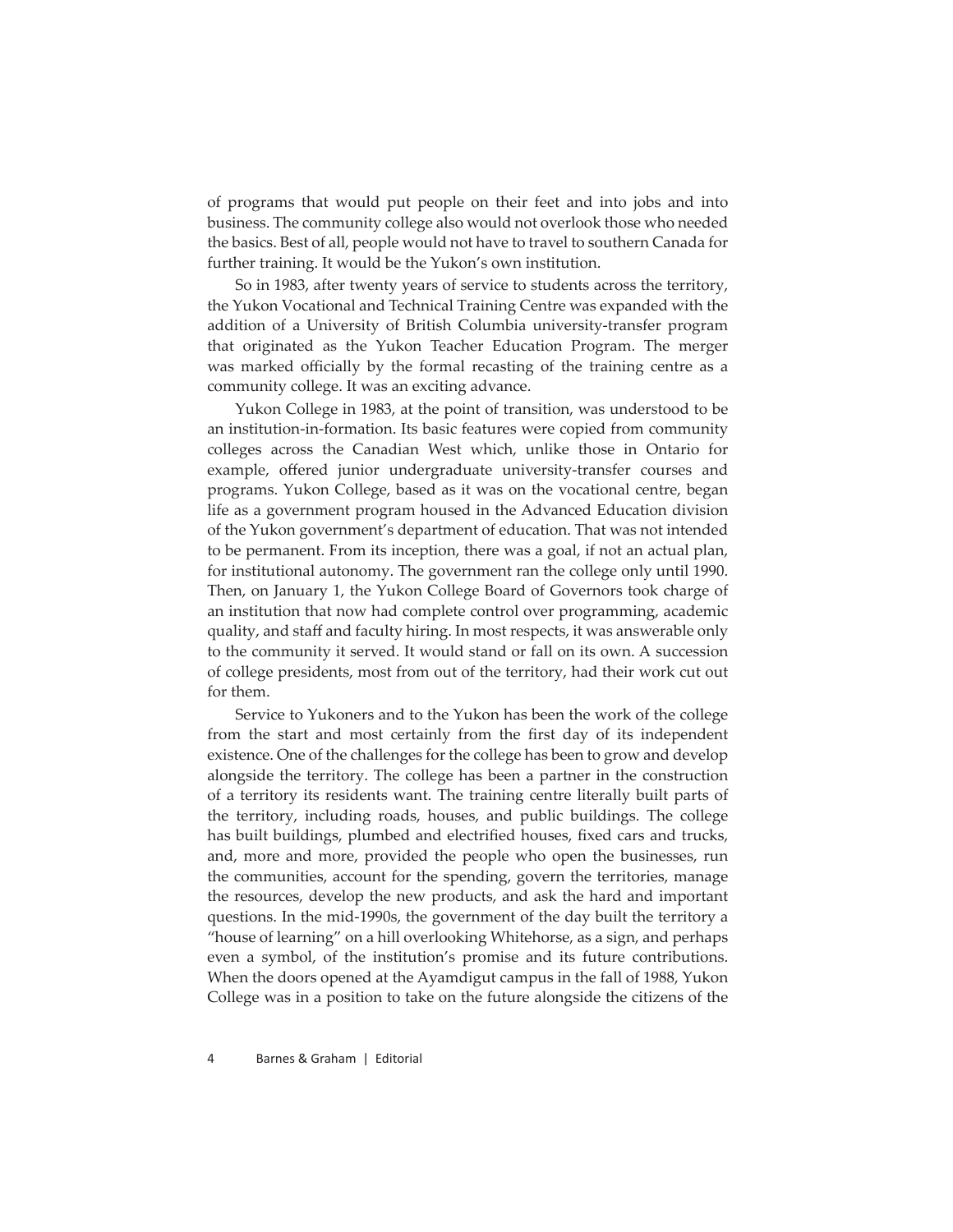of programs that would put people on their feet and into jobs and into business. The community college also would not overlook those who needed the basics. Best of all, people would not have to travel to southern Canada for further training. It would be the Yukon's own institution.

So in 1983, after twenty years of service to students across the territory, the Yukon Vocational and Technical Training Centre was expanded with the addition of a University of British Columbia university-transfer program that originated as the Yukon Teacher Education Program. The merger was marked officially by the formal recasting of the training centre as a community college. It was an exciting advance.

Yukon College in 1983, at the point of transition, was understood to be an institution-in-formation. Its basic features were copied from community colleges across the Canadian West which, unlike those in Ontario for example, offered junior undergraduate university-transfer courses and programs. Yukon College, based as it was on the vocational centre, began life as a government program housed in the Advanced Education division of the Yukon government's department of education. That was not intended to be permanent. From its inception, there was a goal, if not an actual plan, for institutional autonomy. The government ran the college only until 1990. Then, on January 1, the Yukon College Board of Governors took charge of an institution that now had complete control over programming, academic quality, and staff and faculty hiring. In most respects, it was answerable only to the community it served. It would stand or fall on its own. A succession of college presidents, most from out of the territory, had their work cut out for them.

Service to Yukoners and to the Yukon has been the work of the college from the start and most certainly from the first day of its independent existence. One of the challenges for the college has been to grow and develop alongside the territory. The college has been a partner in the construction of a territory its residents want. The training centre literally built parts of the territory, including roads, houses, and public buildings. The college has built buildings, plumbed and electrified houses, fixed cars and trucks, and, more and more, provided the people who open the businesses, run the communities, account for the spending, govern the territories, manage the resources, develop the new products, and ask the hard and important questions. In the mid-1990s, the government of the day built the territory a "house of learning" on a hill overlooking Whitehorse, as a sign, and perhaps even a symbol, of the institution's promise and its future contributions. When the doors opened at the Ayamdigut campus in the fall of 1988, Yukon College was in a position to take on the future alongside the citizens of the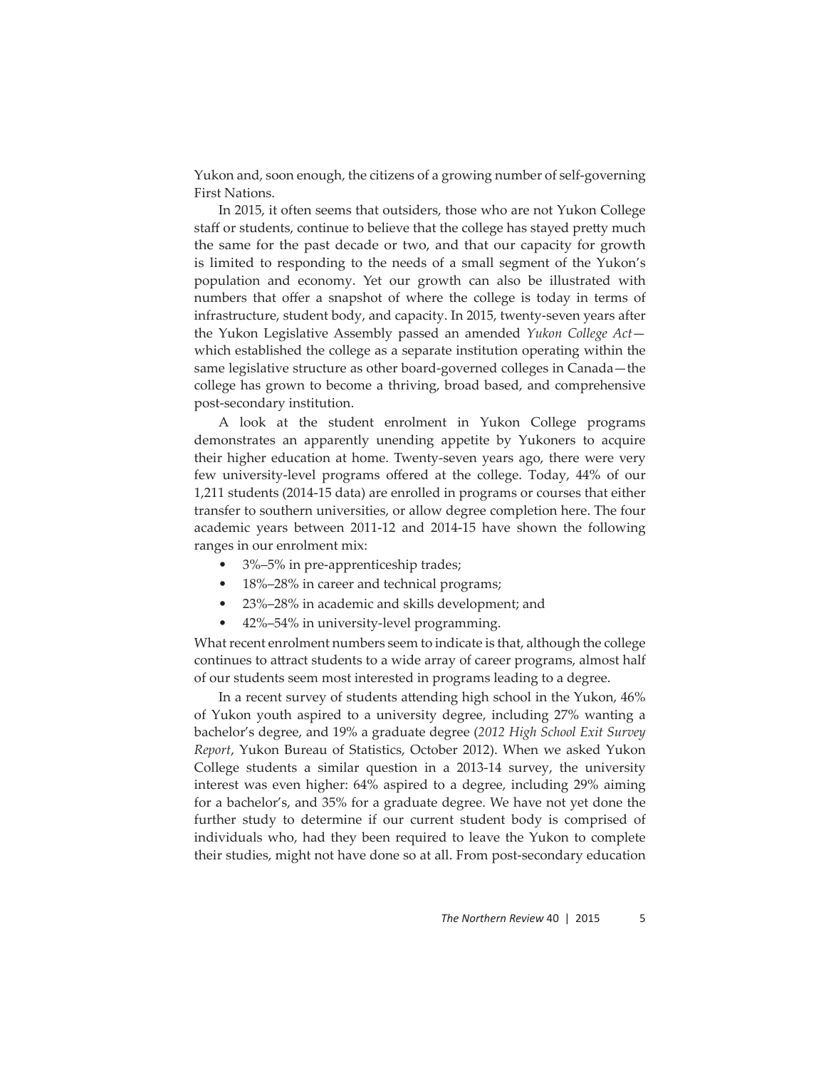Yukon and, soon enough, the citizens of a growing number of self-governing First Nations.

In 2015, it often seems that outsiders, those who are not Yukon College staff or students, continue to believe that the college has stayed pretty much the same for the past decade or two, and that our capacity for growth is limited to responding to the needs of a small segment of the Yukon's population and economy. Yet our growth can also be illustrated with numbers that offer a snapshot of where the college is today in terms of infrastructure, student body, and capacity. In 2015, twenty-seven years after the Yukon Legislative Assembly passed an amended *Yukon College Act*—which established the college as a separate institution operating within the same legislative structure as other board-governed colleges in Canada—the college has grown to become a thriving, broad based, and comprehensive post-secondary institution.

A look at the student enrolment in Yukon College programs demonstrates an apparently unending appetite by Yukoners to acquire their higher education at home. Twenty-seven years ago, there were very few university-level programs offered at the college. Today, 44% of our 1,211 students (2014-15 data) are enrolled in programs or courses that either transfer to southern universities, or allow degree completion here. The four academic years between 2011-12 and 2014-15 have shown the following ranges in our enrolment mix:

- 3%–5% in pre-apprenticeship trades;
- 18%–28% in career and technical programs;
- 23%–28% in academic and skills development; and
- 42%–54% in university-level programming.

What recent enrolment numbers seem to indicate is that, although the college continues to attract students to a wide array of career programs, almost half of our students seem most interested in programs leading to a degree.

In a recent survey of students attending high school in the Yukon, 46% of Yukon youth aspired to a university degree, including 27% wanting a bachelor's degree, and 19% a graduate degree (*2012 High School Exit Survey Report*, Yukon Bureau of Statistics, October 2012). When we asked Yukon College students a similar question in a 2013-14 survey, the university interest was even higher: 64% aspired to a degree, including 29% aiming for a bachelor's, and 35% for a graduate degree. We have not yet done the further study to determine if our current student body is comprised of individuals who, had they been required to leave the Yukon to complete their studies, might not have done so at all. From post-secondary education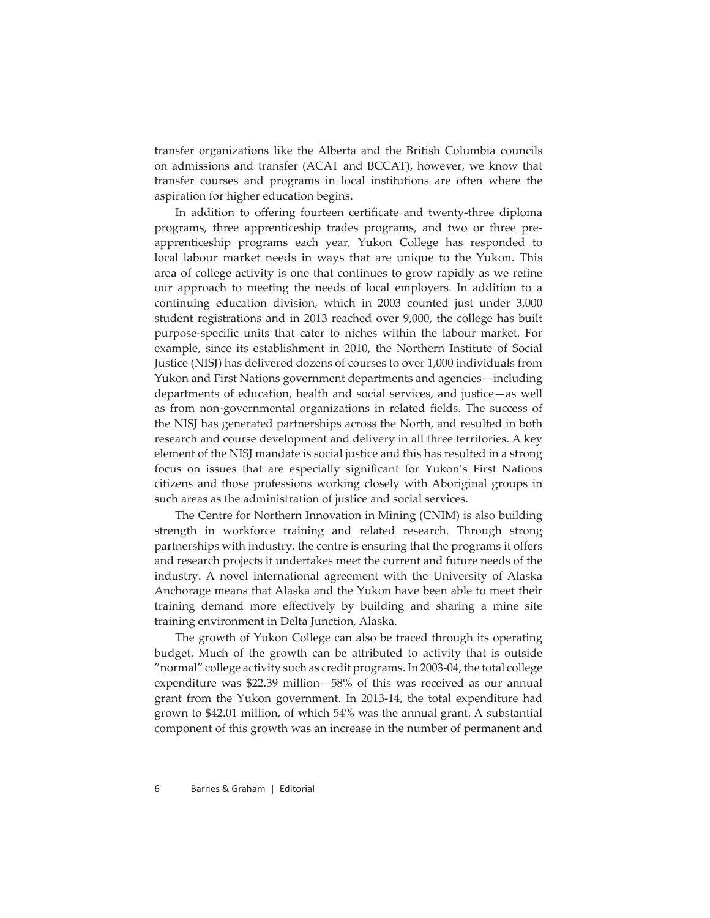transfer organizations like the Alberta and the British Columbia councils on admissions and transfer (ACAT and BCCAT), however, we know that transfer courses and programs in local institutions are often where the aspiration for higher education begins.

In addition to offering fourteen certificate and twenty-three diploma programs, three apprenticeship trades programs, and two or three pre-apprenticeship programs each year, Yukon College has responded to local labour market needs in ways that are unique to the Yukon. This area of college activity is one that continues to grow rapidly as we refine our approach to meeting the needs of local employers. In addition to a continuing education division, which in 2003 counted just under 3,000 student registrations and in 2013 reached over 9,000, the college has built purpose-specific units that cater to niches within the labour market. For example, since its establishment in 2010, the Northern Institute of Social Justice (NISJ) has delivered dozens of courses to over 1,000 individuals from Yukon and First Nations government departments and agencies—including departments of education, health and social services, and justice—as well as from non-governmental organizations in related fields. The success of the NISJ has generated partnerships across the North, and resulted in both research and course development and delivery in all three territories. A key element of the NISJ mandate is social justice and this has resulted in a strong focus on issues that are especially significant for Yukon's First Nations citizens and those professions working closely with Aboriginal groups in such areas as the administration of justice and social services.

The Centre for Northern Innovation in Mining (CNIM) is also building strength in workforce training and related research. Through strong partnerships with industry, the centre is ensuring that the programs it offers and research projects it undertakes meet the current and future needs of the industry. A novel international agreement with the University of Alaska Anchorage means that Alaska and the Yukon have been able to meet their training demand more effectively by building and sharing a mine site training environment in Delta Junction, Alaska.

The growth of Yukon College can also be traced through its operating budget. Much of the growth can be attributed to activity that is outside "normal" college activity such as credit programs. In 2003-04, the total college expenditure was $22.39 million—58% of this was received as our annual grant from the Yukon government. In 2013-14, the total expenditure had grown to $42.01 million, of which 54% was the annual grant. A substantial component of this growth was an increase in the number of permanent and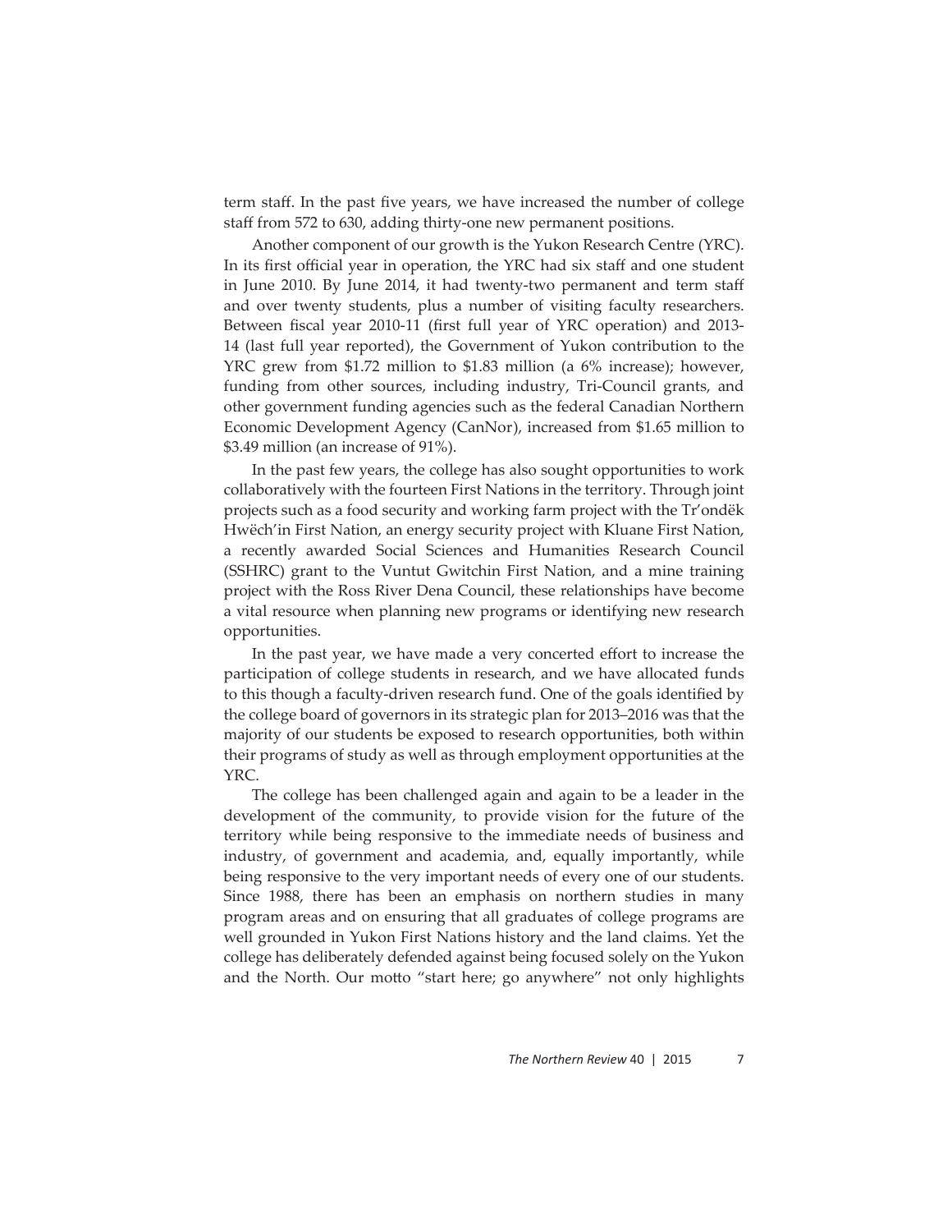term staff. In the past five years, we have increased the number of college staff from 572 to 630, adding thirty-one new permanent positions.

Another component of our growth is the Yukon Research Centre (YRC). In its first official year in operation, the YRC had six staff and one student in June 2010. By June 2014, it had twenty-two permanent and term staff and over twenty students, plus a number of visiting faculty researchers. Between fiscal year 2010-11 (first full year of YRC operation) and 2013-14 (last full year reported), the Government of Yukon contribution to the YRC grew from $1.72 million to $1.83 million (a 6% increase); however, funding from other sources, including industry, Tri-Council grants, and other government funding agencies such as the federal Canadian Northern Economic Development Agency (CanNor), increased from $1.65 million to $3.49 million (an increase of 91%).

In the past few years, the college has also sought opportunities to work collaboratively with the fourteen First Nations in the territory. Through joint projects such as a food security and working farm project with the Tr'ondëk Hwëch'in First Nation, an energy security project with Kluane First Nation, a recently awarded Social Sciences and Humanities Research Council (SSHRC) grant to the Vuntut Gwitchin First Nation, and a mine training project with the Ross River Dena Council, these relationships have become a vital resource when planning new programs or identifying new research opportunities.

In the past year, we have made a very concerted effort to increase the participation of college students in research, and we have allocated funds to this though a faculty-driven research fund. One of the goals identified by the college board of governors in its strategic plan for 2013–2016 was that the majority of our students be exposed to research opportunities, both within their programs of study as well as through employment opportunities at the YRC.

The college has been challenged again and again to be a leader in the development of the community, to provide vision for the future of the territory while being responsive to the immediate needs of business and industry, of government and academia, and, equally importantly, while being responsive to the very important needs of every one of our students. Since 1988, there has been an emphasis on northern studies in many program areas and on ensuring that all graduates of college programs are well grounded in Yukon First Nations history and the land claims. Yet the college has deliberately defended against being focused solely on the Yukon and the North. Our motto "start here; go anywhere" not only highlights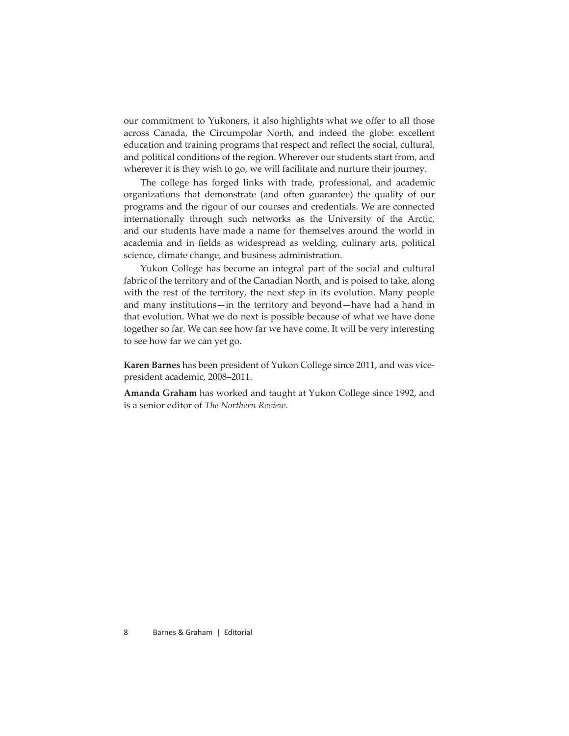our commitment to Yukoners, it also highlights what we offer to all those across Canada, the Circumpolar North, and indeed the globe: excellent education and training programs that respect and reflect the social, cultural, and political conditions of the region. Wherever our students start from, and wherever it is they wish to go, we will facilitate and nurture their journey.

The college has forged links with trade, professional, and academic organizations that demonstrate (and often guarantee) the quality of our programs and the rigour of our courses and credentials. We are connected internationally through such networks as the University of the Arctic, and our students have made a name for themselves around the world in academia and in fields as widespread as welding, culinary arts, political science, climate change, and business administration.

Yukon College has become an integral part of the social and cultural fabric of the territory and of the Canadian North, and is poised to take, along with the rest of the territory, the next step in its evolution. Many people and many institutions—in the territory and beyond—have had a hand in that evolution. What we do next is possible because of what we have done together so far. We can see how far we have come. It will be very interesting to see how far we can yet go.

**Karen Barnes** has been president of Yukon College since 2011, and was vice-president academic, 2008–2011.

**Amanda Graham** has worked and taught at Yukon College since 1992, and is a senior editor of *The Northern Review*.